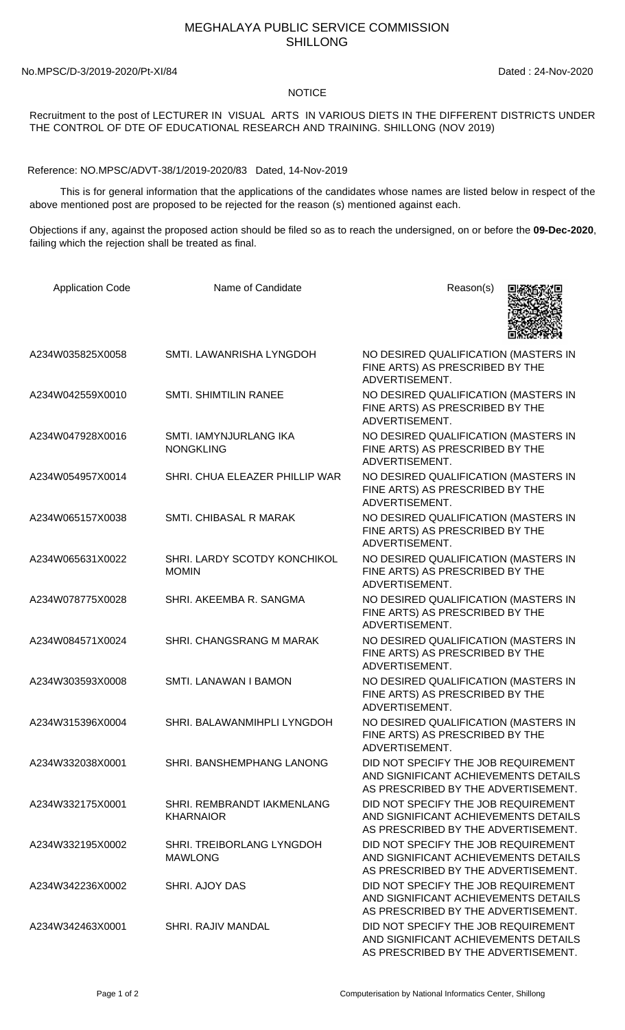# MEGHALAYA PUBLIC SERVICE COMMISSION
## SHILLONG

No.MPSC/D-3/2019-2020/Pt-XI/84 Dated : 24-Nov-2020

### NOTICE

Recruitment to the post of LECTURER IN VISUAL ARTS IN VARIOUS DIETS IN THE DIFFERENT DISTRICTS UNDER THE CONTROL OF DTE OF EDUCATIONAL RESEARCH AND TRAINING. SHILLONG (NOV 2019)

Reference: NO.MPSC/ADVT-38/1/2019-2020/83 Dated, 14-Nov-2019

This is for general information that the applications of the candidates whose names are listed below in respect of the above mentioned post are proposed to be rejected for the reason (s) mentioned against each.

Objections if any, against the proposed action should be filed so as to reach the undersigned, on or before the **09-Dec-2020**, failing which the rejection shall be treated as final.

| Application Code | Name of Candidate | Reason(s) |
|---|---|---|
| A234W035825X0058 | SMTI. LAWANRISHA LYNGDOH | NO DESIRED QUALIFICATION (MASTERS IN FINE ARTS) AS PRESCRIBED BY THE ADVERTISEMENT. |
| A234W042559X0010 | SMTI. SHIMTILIN RANEE | NO DESIRED QUALIFICATION (MASTERS IN FINE ARTS) AS PRESCRIBED BY THE ADVERTISEMENT. |
| A234W047928X0016 | SMTI. IAMYNJURLANG IKA NONGKLING | NO DESIRED QUALIFICATION (MASTERS IN FINE ARTS) AS PRESCRIBED BY THE ADVERTISEMENT. |
| A234W054957X0014 | SHRI. CHUA ELEAZER PHILLIP WAR | NO DESIRED QUALIFICATION (MASTERS IN FINE ARTS) AS PRESCRIBED BY THE ADVERTISEMENT. |
| A234W065157X0038 | SMTI. CHIBASAL R MARAK | NO DESIRED QUALIFICATION (MASTERS IN FINE ARTS) AS PRESCRIBED BY THE ADVERTISEMENT. |
| A234W065631X0022 | SHRI. LARDY SCOTDY KONCHIKOL MOMIN | NO DESIRED QUALIFICATION (MASTERS IN FINE ARTS) AS PRESCRIBED BY THE ADVERTISEMENT. |
| A234W078775X0028 | SHRI. AKEEMBA R. SANGMA | NO DESIRED QUALIFICATION (MASTERS IN FINE ARTS) AS PRESCRIBED BY THE ADVERTISEMENT. |
| A234W084571X0024 | SHRI. CHANGSRANG M MARAK | NO DESIRED QUALIFICATION (MASTERS IN FINE ARTS) AS PRESCRIBED BY THE ADVERTISEMENT. |
| A234W303593X0008 | SMTI. LANAWAN I BAMON | NO DESIRED QUALIFICATION (MASTERS IN FINE ARTS) AS PRESCRIBED BY THE ADVERTISEMENT. |
| A234W315396X0004 | SHRI. BALAWANMIHPLI LYNGDOH | NO DESIRED QUALIFICATION (MASTERS IN FINE ARTS) AS PRESCRIBED BY THE ADVERTISEMENT. |
| A234W332038X0001 | SHRI. BANSHEMPHANG LANONG | DID NOT SPECIFY THE JOB REQUIREMENT AND SIGNIFICANT ACHIEVEMENTS DETAILS AS PRESCRIBED BY THE ADVERTISEMENT. |
| A234W332175X0001 | SHRI. REMBRANDT IAKMENLANG KHARNAIOR | DID NOT SPECIFY THE JOB REQUIREMENT AND SIGNIFICANT ACHIEVEMENTS DETAILS AS PRESCRIBED BY THE ADVERTISEMENT. |
| A234W332195X0002 | SHRI. TREIBORLANG LYNGDOH MAWLONG | DID NOT SPECIFY THE JOB REQUIREMENT AND SIGNIFICANT ACHIEVEMENTS DETAILS AS PRESCRIBED BY THE ADVERTISEMENT. |
| A234W342236X0002 | SHRI. AJOY DAS | DID NOT SPECIFY THE JOB REQUIREMENT AND SIGNIFICANT ACHIEVEMENTS DETAILS AS PRESCRIBED BY THE ADVERTISEMENT. |
| A234W342463X0001 | SHRI. RAJIV MANDAL | DID NOT SPECIFY THE JOB REQUIREMENT AND SIGNIFICANT ACHIEVEMENTS DETAILS AS PRESCRIBED BY THE ADVERTISEMENT. |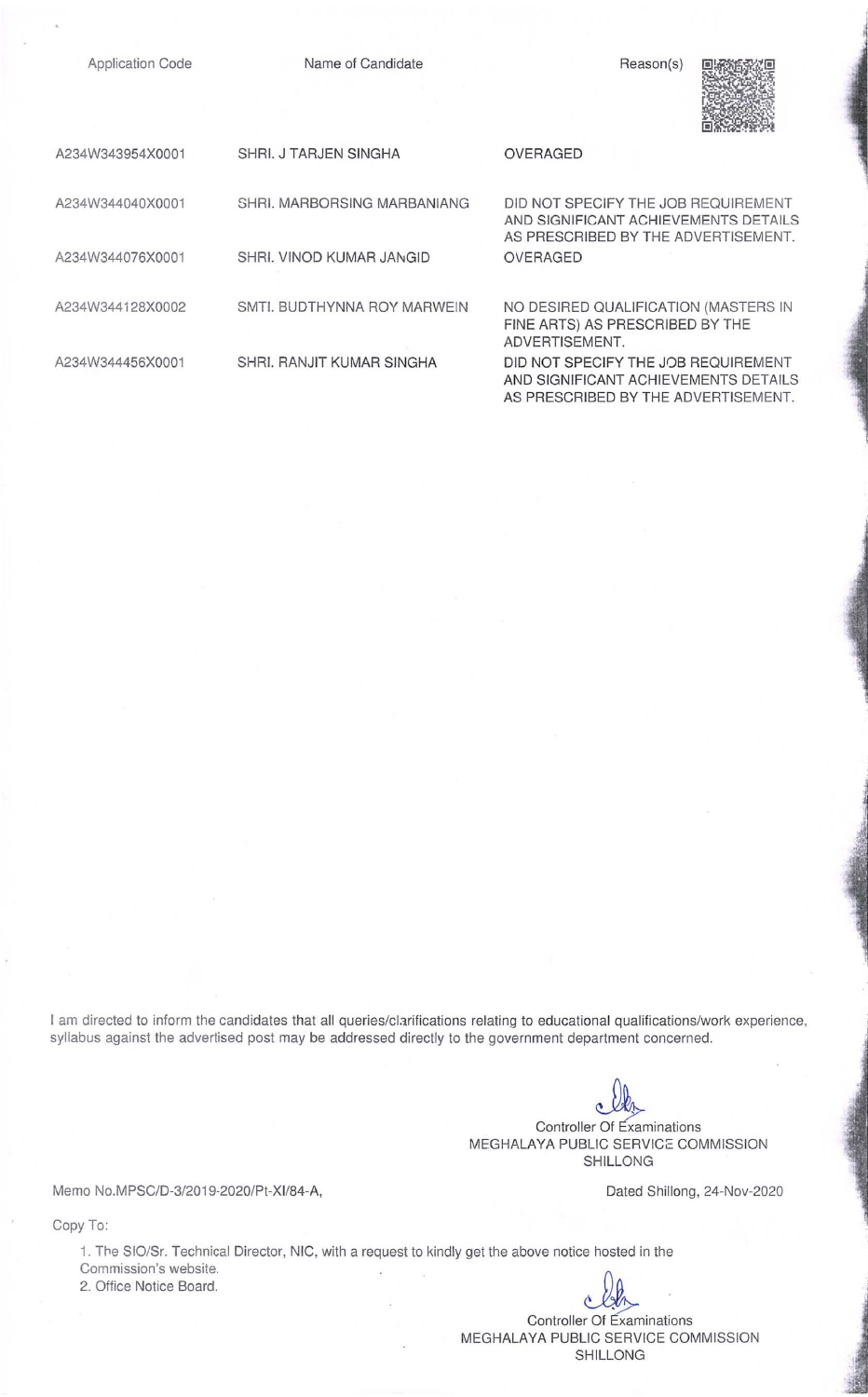| Application Code | Name of Candidate | Reason(s) |
| --- | --- | --- |
| A234W343954X0001 | SHRI. J TARJEN SINGHA | OVERAGED |
| A234W344040X0001 | SHRI. MARBORSING MARBANIANG | DID NOT SPECIFY THE JOB REQUIREMENT AND SIGNIFICANT ACHIEVEMENTS DETAILS AS PRESCRIBED BY THE ADVERTISEMENT. |
| A234W344076X0001 | SHRI. VINOD KUMAR JANGID | OVERAGED |
| A234W344128X0002 | SMTI. BUDTHYNNA ROY MARWEIN | NO DESIRED QUALIFICATION (MASTERS IN FINE ARTS) AS PRESCRIBED BY THE ADVERTISEMENT. |
| A234W344456X0001 | SHRI. RANJIT KUMAR SINGHA | DID NOT SPECIFY THE JOB REQUIREMENT AND SIGNIFICANT ACHIEVEMENTS DETAILS AS PRESCRIBED BY THE ADVERTISEMENT. |

I am directed to inform the candidates that all queries/clarifications relating to educational qualifications/work experience, syllabus against the advertised post may be addressed directly to the government department concerned.

Controller Of Examinations
MEGHALAYA PUBLIC SERVICE COMMISSION
SHILLONG

Memo No.MPSC/D-3/2019-2020/Pt-XI/84-A,

Dated Shillong, 24-Nov-2020

Copy To:

1. The SIO/Sr. Technical Director, NIC, with a request to kindly get the above notice hosted in the Commission's website.
2. Office Notice Board.

Controller Of Examinations
MEGHALAYA PUBLIC SERVICE COMMISSION
SHILLONG